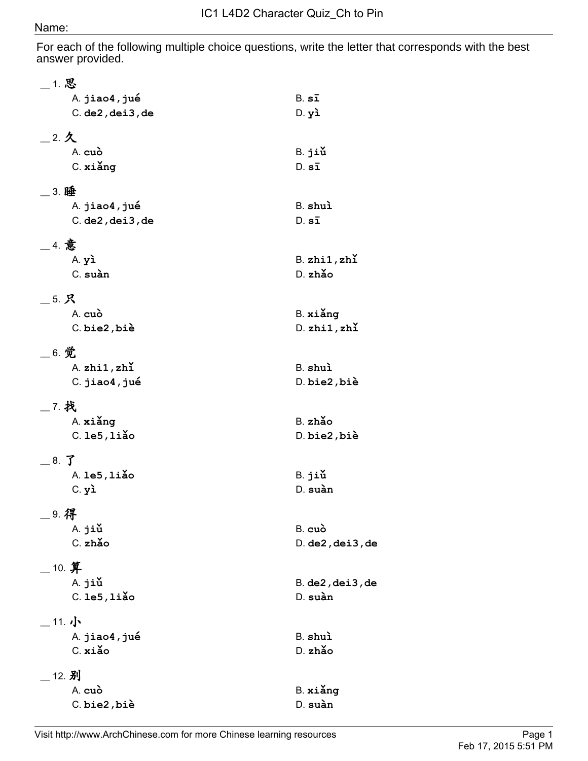# IC1 L4D2 Character Quiz_Ch to Pin

Name:

For each of the following multiple choice questions, write the letter that corresponds with the best answer provided.

__ 1. 思

A. **jiao4,jué**
B. **sī**
C. **de2,dei3,de**
D. **yì**

__ 2. 久

A. **cuò**
B. **jiǔ**
C. **xiǎng**
D. **sī**

__ 3. 睡

A. **jiao4,jué**
B. **shuì**
C. **de2,dei3,de**
D. **sī**

__ 4. 意

A. **yì**
B. **zhi1,zhǐ**
C. **suàn**
D. **zhǎo**

__ 5. 只

A. **cuò**
B. **xiǎng**
C. **bie2,biè**
D. **zhi1,zhǐ**

__ 6. 觉

A. **zhi1,zhǐ**
B. **shuì**
C. **jiao4,jué**
D. **bie2,biè**

__ 7. 找

A. **xiǎng**
B. **zhǎo**
C. **le5,liǎo**
D. **bie2,biè**

__ 8. 了

A. **le5,liǎo**
B. **jiǔ**
C. **yì**
D. **suàn**

__ 9. 得

A. **jiǔ**
B. **cuò**
C. **zhǎo**
D. **de2,dei3,de**

__ 10. 算

A. **jiǔ**
B. **de2,dei3,de**
C. **le5,liǎo**
D. **suàn**

__ 11. 小

A. **jiao4,jué**
B. **shuì**
C. **xiǎo**
D. **zhǎo**

__ 12. 别

A. **cuò**
B. **xiǎng**
C. **bie2,biè**
D. **suàn**

Visit http://www.ArchChinese.com for more Chinese learning resources

Feb 17, 2015 5:51 PM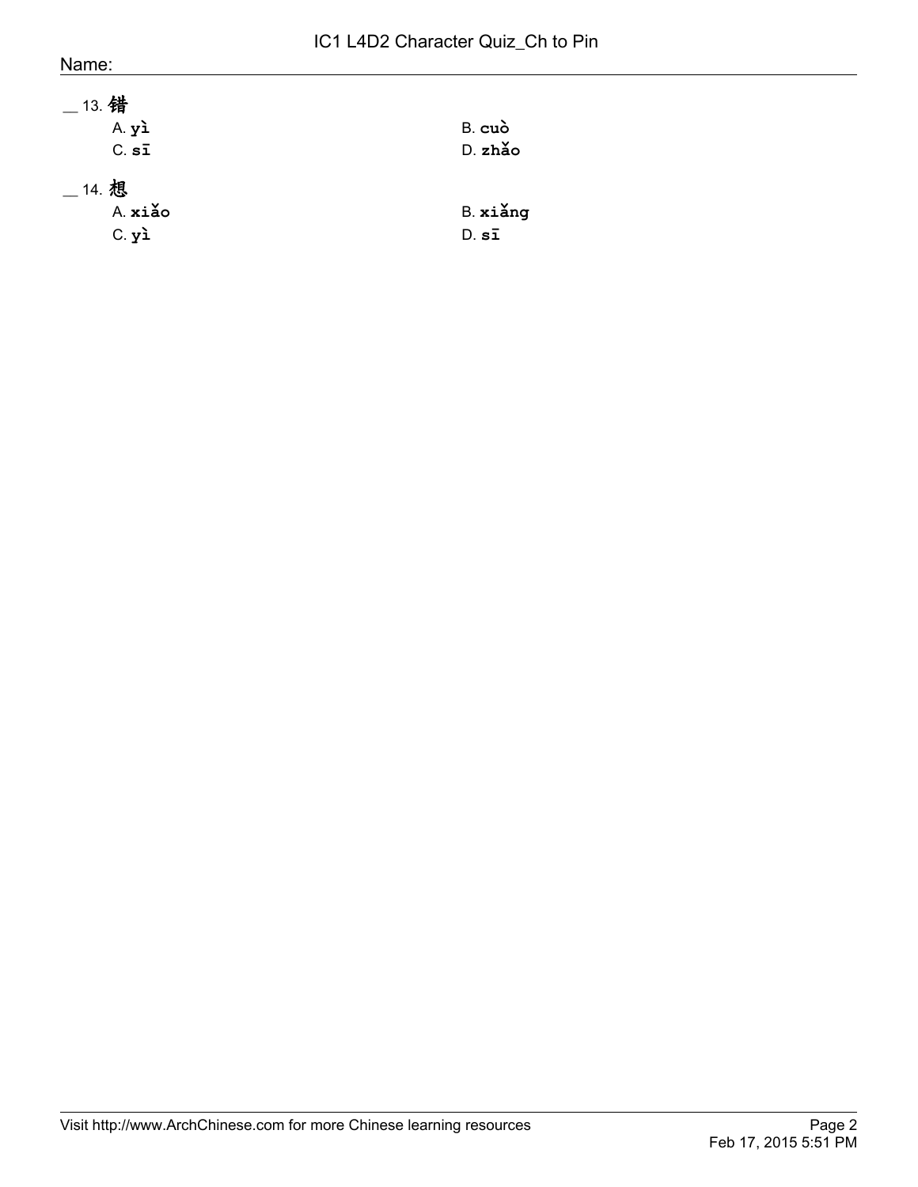IC1 L4D2 Character Quiz_Ch to Pin

Name:

__ 13. 错

A. **yì**
B. **cuò**
C. **sī**
D. **zhǎo**

__ 14. 想

A. **xiǎo**
B. **xiǎng**
C. **yì**
D. **sī**